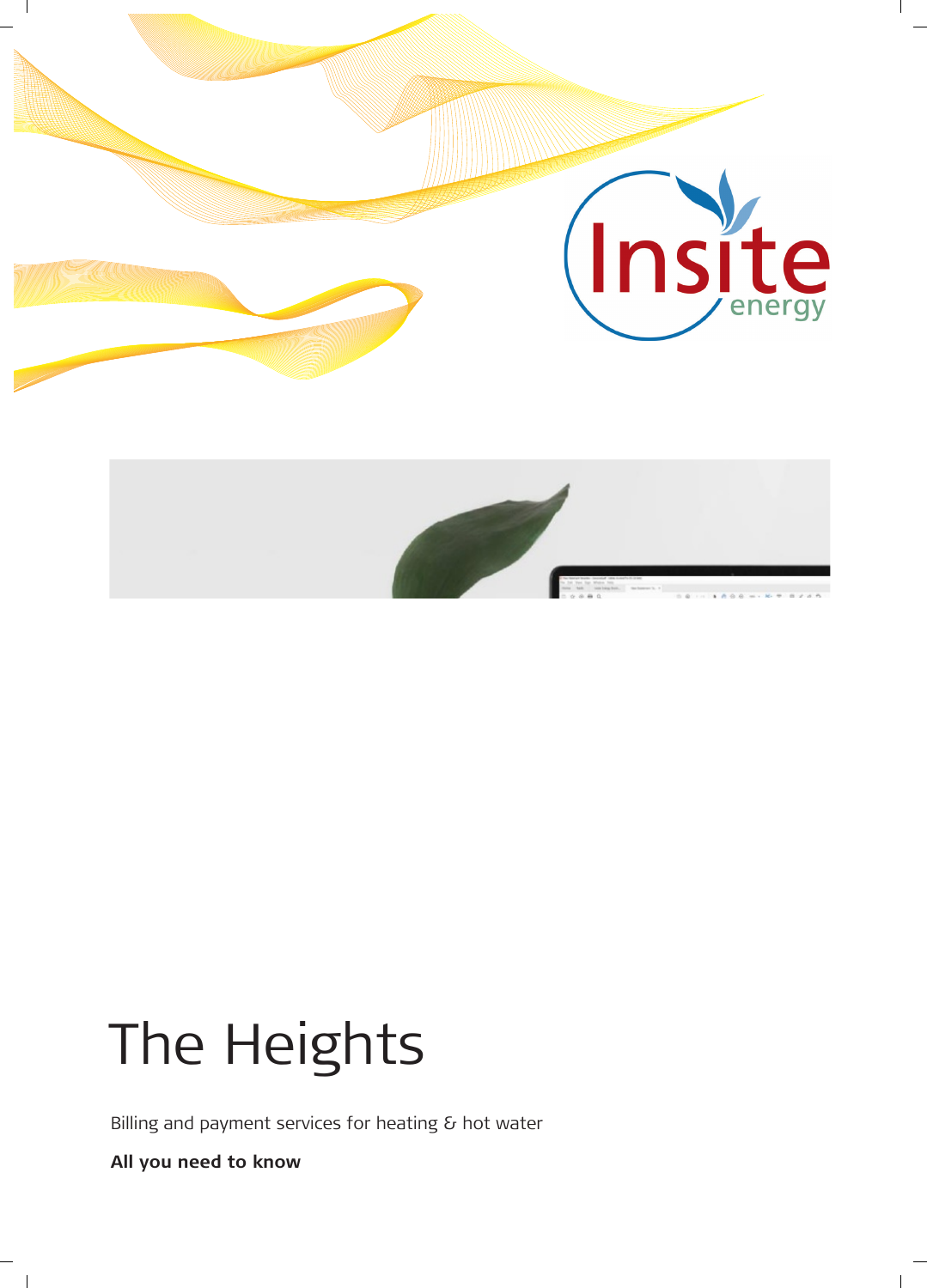# The Heights

Billing and payment services for heating & hot water

**All you need to know**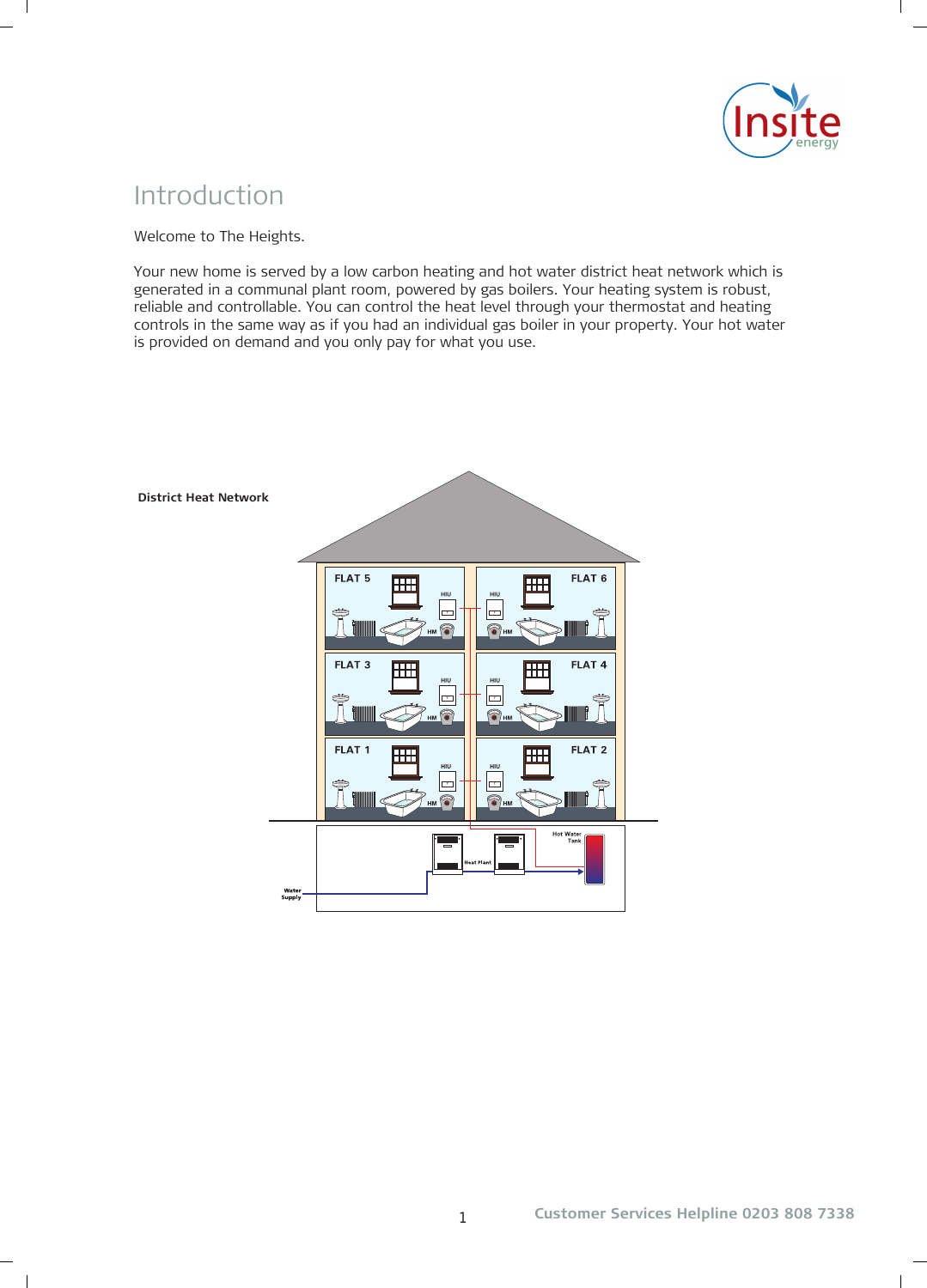# Introduction

Welcome to The Heights.

Your new home is served by a low carbon heating and hot water district heat network which is generated in a communal plant room, powered by gas boilers. Your heating system is robust, reliable and controllable. You can control the heat level through your thermostat and heating controls in the same way as if you had an individual gas boiler in your property. Your hot water is provided on demand and you only pay for what you use.

**District Heat Network**

FLAT 5 HIU HM FLAT 6 HIU HM FLAT 3 HIU HM FLAT 4 HIU HM FLAT 1 HIU HM FLAT 2 HIU HM Heat Plant Hot Water Tank Water Supply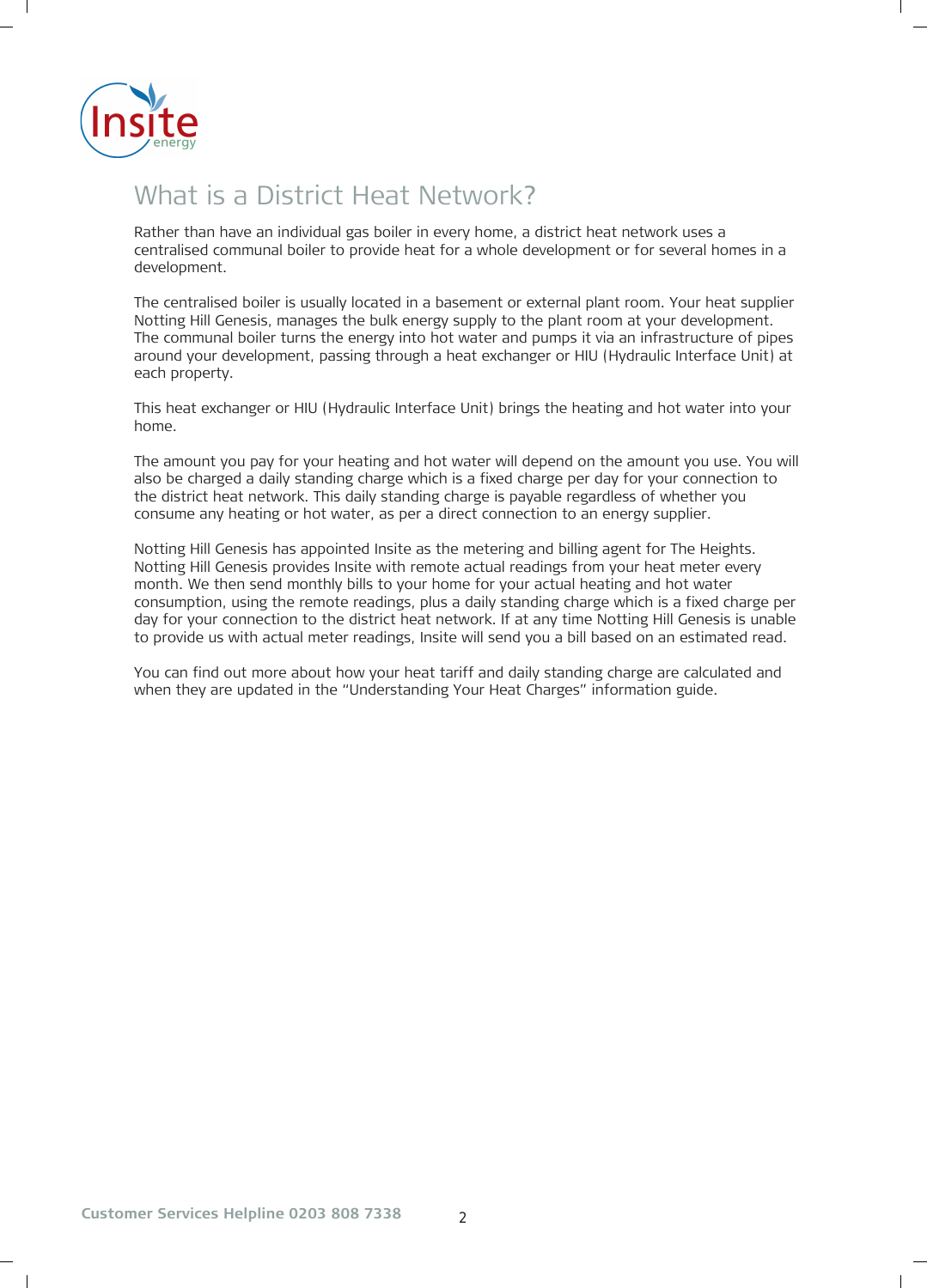# What is a District Heat Network?

Rather than have an individual gas boiler in every home, a district heat network uses a centralised communal boiler to provide heat for a whole development or for several homes in a development.

The centralised boiler is usually located in a basement or external plant room. Your heat supplier Notting Hill Genesis, manages the bulk energy supply to the plant room at your development. The communal boiler turns the energy into hot water and pumps it via an infrastructure of pipes around your development, passing through a heat exchanger or HIU (Hydraulic Interface Unit) at each property.

This heat exchanger or HIU (Hydraulic Interface Unit) brings the heating and hot water into your home.

The amount you pay for your heating and hot water will depend on the amount you use. You will also be charged a daily standing charge which is a fixed charge per day for your connection to the district heat network. This daily standing charge is payable regardless of whether you consume any heating or hot water, as per a direct connection to an energy supplier.

Notting Hill Genesis has appointed Insite as the metering and billing agent for The Heights. Notting Hill Genesis provides Insite with remote actual readings from your heat meter every month. We then send monthly bills to your home for your actual heating and hot water consumption, using the remote readings, plus a daily standing charge which is a fixed charge per day for your connection to the district heat network. If at any time Notting Hill Genesis is unable to provide us with actual meter readings, Insite will send you a bill based on an estimated read.

You can find out more about how your heat tariff and daily standing charge are calculated and when they are updated in the "Understanding Your Heat Charges" information guide.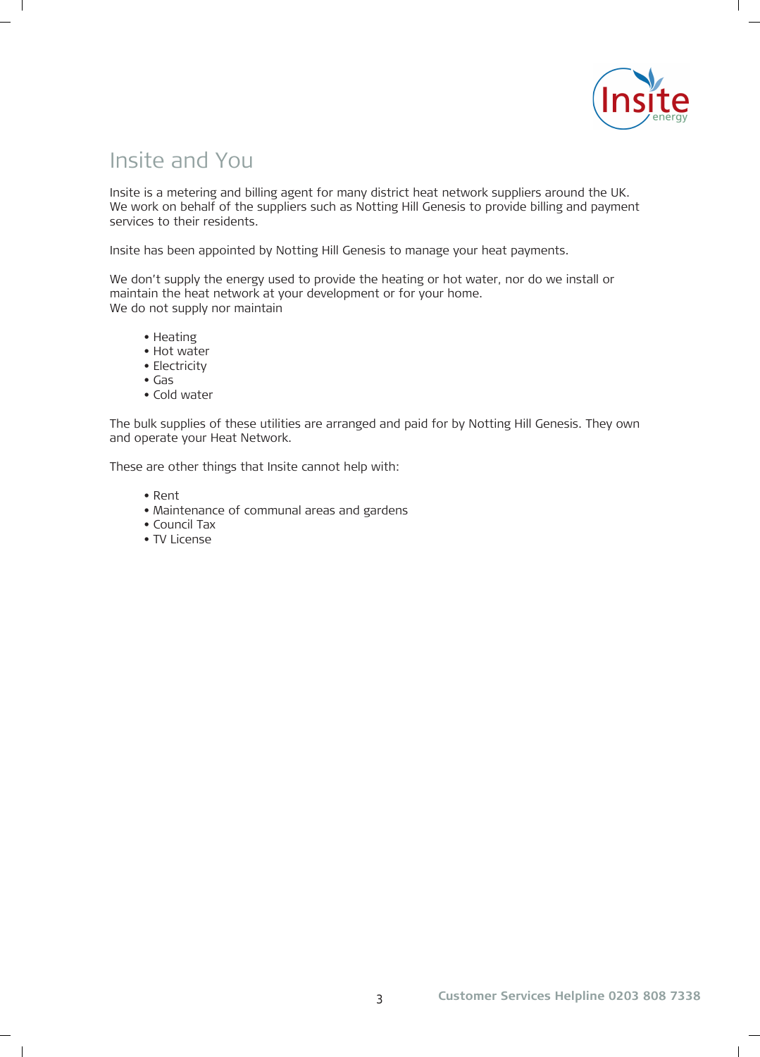# Insite and You

Insite is a metering and billing agent for many district heat network suppliers around the UK. We work on behalf of the suppliers such as Notting Hill Genesis to provide billing and payment services to their residents.

Insite has been appointed by Notting Hill Genesis to manage your heat payments.

We don't supply the energy used to provide the heating or hot water, nor do we install or maintain the heat network at your development or for your home.
We do not supply nor maintain

- Heating
- Hot water
- Electricity
- Gas
- Cold water

The bulk supplies of these utilities are arranged and paid for by Notting Hill Genesis. They own and operate your Heat Network.

These are other things that Insite cannot help with:

- Rent
- Maintenance of communal areas and gardens
- Council Tax
- TV License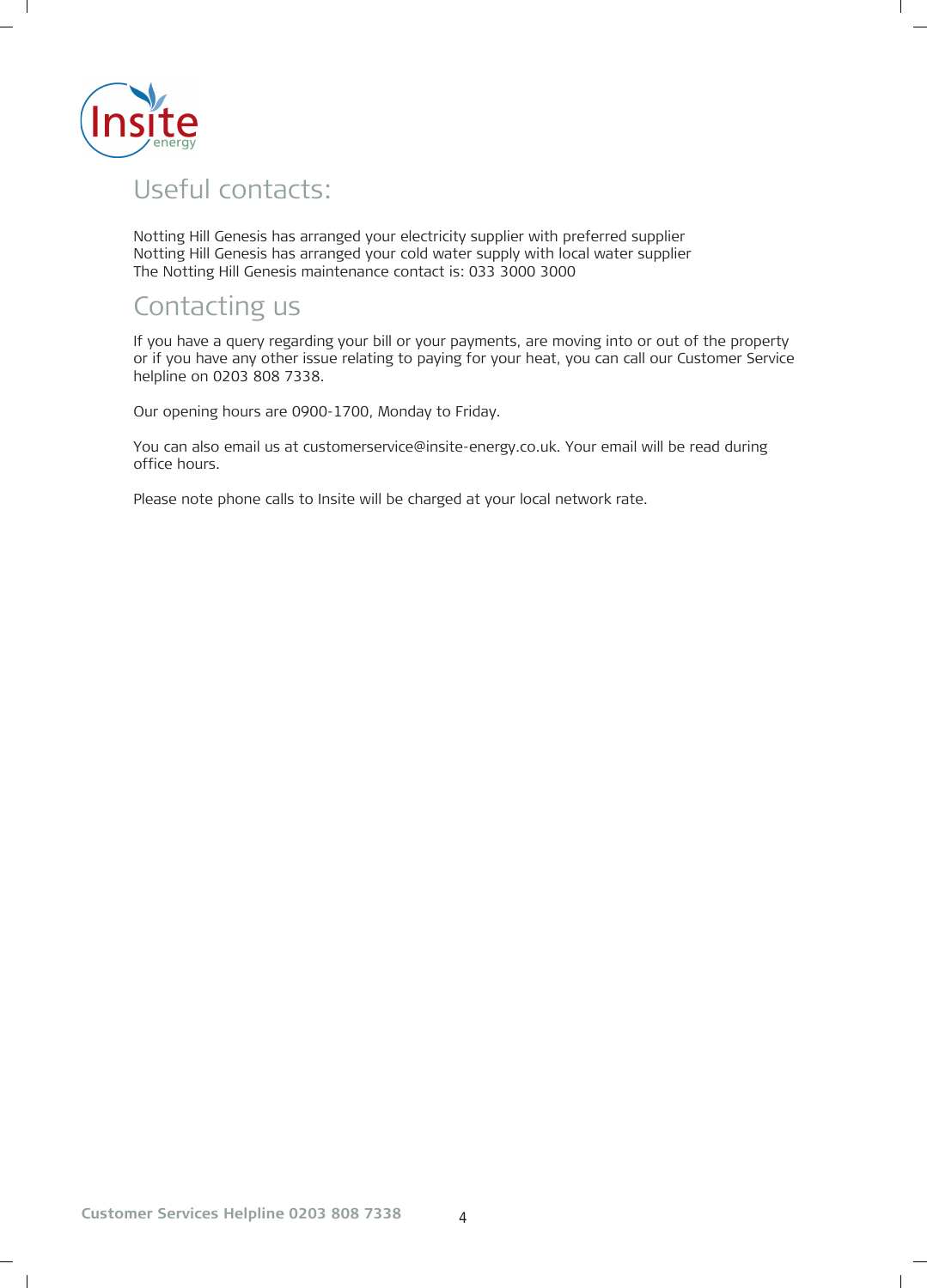## Useful contacts:

Notting Hill Genesis has arranged your electricity supplier with preferred supplier
Notting Hill Genesis has arranged your cold water supply with local water supplier
The Notting Hill Genesis maintenance contact is: 033 3000 3000

## Contacting us

If you have a query regarding your bill or your payments, are moving into or out of the property or if you have any other issue relating to paying for your heat, you can call our Customer Service helpline on 0203 808 7338.

Our opening hours are 0900-1700, Monday to Friday.

You can also email us at customerservice@insite-energy.co.uk. Your email will be read during office hours.

Please note phone calls to Insite will be charged at your local network rate.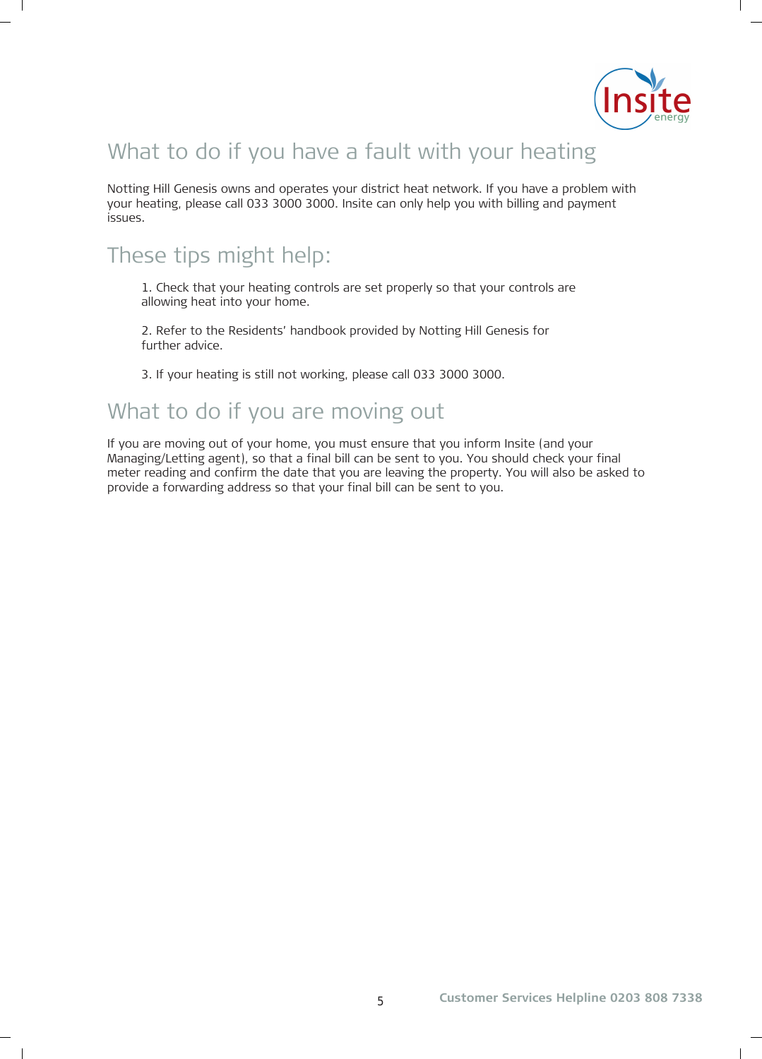## What to do if you have a fault with your heating

Notting Hill Genesis owns and operates your district heat network. If you have a problem with your heating, please call 033 3000 3000. Insite can only help you with billing and payment issues.

## These tips might help:

1. Check that your heating controls are set properly so that your controls are allowing heat into your home.

2. Refer to the Residents' handbook provided by Notting Hill Genesis for further advice.

3. If your heating is still not working, please call 033 3000 3000.

## What to do if you are moving out

If you are moving out of your home, you must ensure that you inform Insite (and your Managing/Letting agent), so that a final bill can be sent to you. You should check your final meter reading and confirm the date that you are leaving the property. You will also be asked to provide a forwarding address so that your final bill can be sent to you.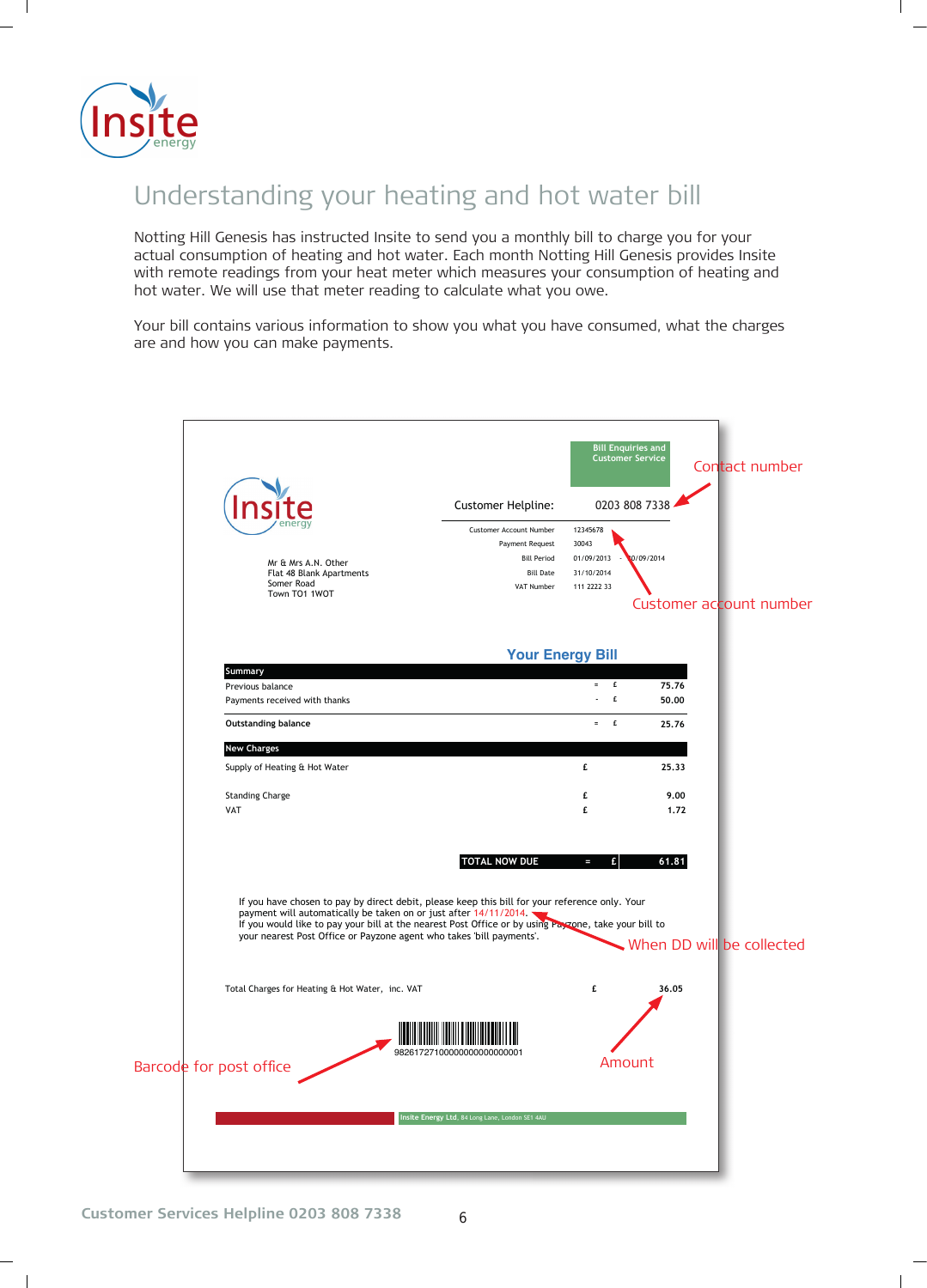# Understanding your heating and hot water bill

Notting Hill Genesis has instructed Insite to send you a monthly bill to charge you for your actual consumption of heating and hot water. Each month Notting Hill Genesis provides Insite with remote readings from your heat meter which measures your consumption of heating and hot water. We will use that meter reading to calculate what you owe.

Your bill contains various information to show you what you have consumed, what the charges are and how you can make payments.

Bill Enquiries and Customer Service

Customer Helpline: 0203 808 7338 ← Contact number

| | |
|---|---|
| Customer Account Number | 12345678 |
| Payment Request | 30043 |
| Bill Period | 01/09/2013 - 30/09/2014 |
| Bill Date | 31/10/2014 |
| VAT Number | 111 2222 33 |

← Customer account number

Mr & Mrs A.N. Other
Flat 48 Blank Apartments
Somer Road
Town TO1 1WOT

## Your Energy Bill

| Summary | | | |
|---|---|---|---|
| Previous balance | = | £ | 75.76 |
| Payments received with thanks | - | £ | 50.00 |
| **Outstanding balance** | = | £ | **25.76** |

| New Charges | | |
|---|---|---|
| Supply of Heating & Hot Water | £ | 25.33 |
| Standing Charge | £ | 9.00 |
| VAT | £ | 1.72 |
| **TOTAL NOW DUE** | = £ | **61.81** |

If you have chosen to pay by direct debit, please keep this bill for your reference only. Your payment will automatically be taken on or just after 14/11/2014. ← When DD will be collected

If you would like to pay your bill at the nearest Post Office or by using Payzone, take your bill to your nearest Post Office or Payzone agent who takes 'bill payments'.

Total Charges for Heating & Hot Water, inc. VAT £ 36.05 ← Amount

98261727100000000000000001 ← Barcode for post office

Insite Energy Ltd. 84 Long Lane, London SE1 4AU

Customer Services Helpline 0203 808 7338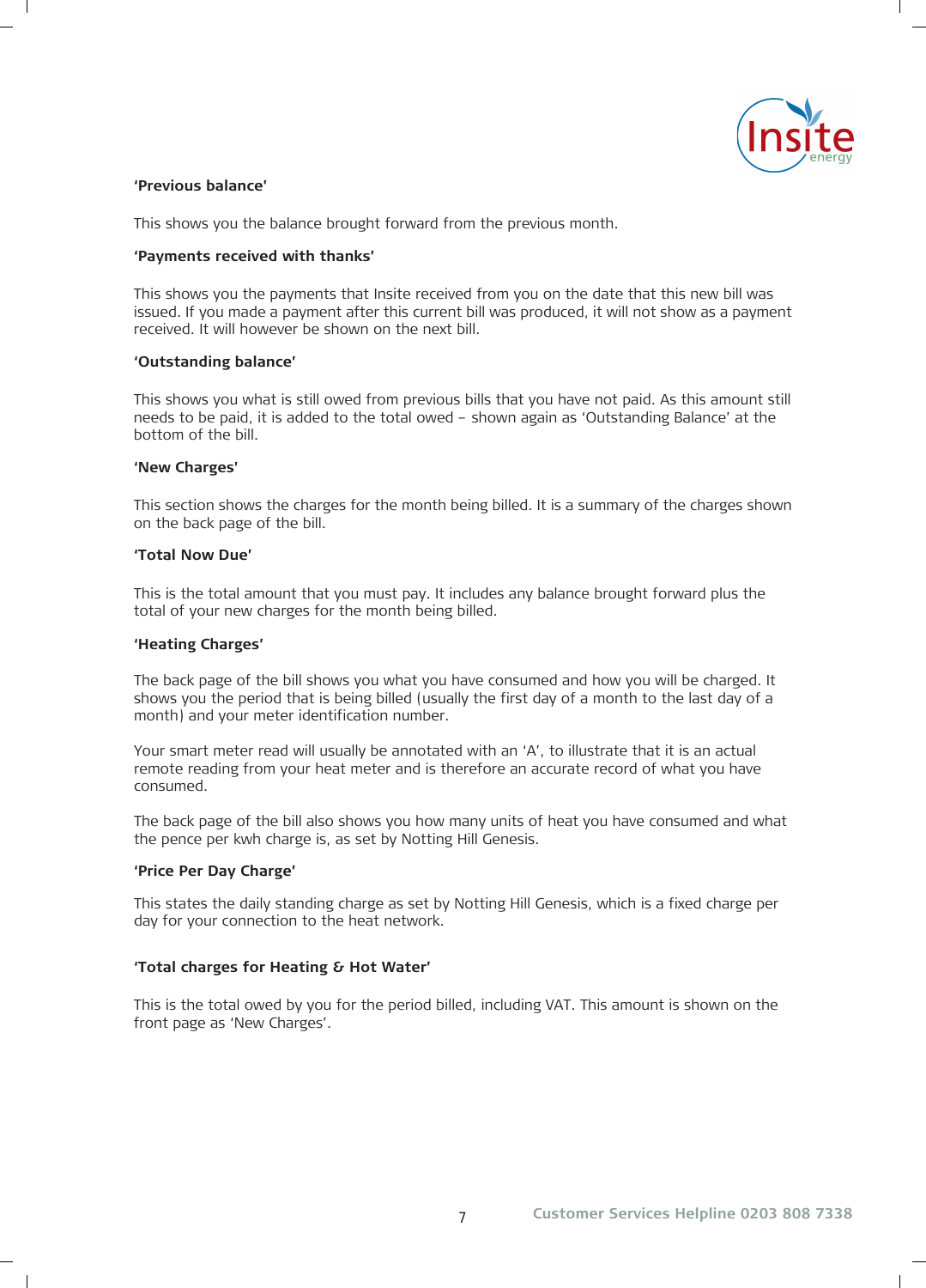**'Previous balance'**

This shows you the balance brought forward from the previous month.

**'Payments received with thanks'**

This shows you the payments that Insite received from you on the date that this new bill was issued. If you made a payment after this current bill was produced, it will not show as a payment received. It will however be shown on the next bill.

**'Outstanding balance'**

This shows you what is still owed from previous bills that you have not paid. As this amount still needs to be paid, it is added to the total owed – shown again as 'Outstanding Balance' at the bottom of the bill.

**'New Charges'**

This section shows the charges for the month being billed. It is a summary of the charges shown on the back page of the bill.

**'Total Now Due'**

This is the total amount that you must pay. It includes any balance brought forward plus the total of your new charges for the month being billed.

**'Heating Charges'**

The back page of the bill shows you what you have consumed and how you will be charged. It shows you the period that is being billed (usually the first day of a month to the last day of a month) and your meter identification number.

Your smart meter read will usually be annotated with an 'A', to illustrate that it is an actual remote reading from your heat meter and is therefore an accurate record of what you have consumed.

The back page of the bill also shows you how many units of heat you have consumed and what the pence per kwh charge is, as set by Notting Hill Genesis.

**'Price Per Day Charge'**

This states the daily standing charge as set by Notting Hill Genesis, which is a fixed charge per day for your connection to the heat network.

**'Total charges for Heating & Hot Water'**

This is the total owed by you for the period billed, including VAT. This amount is shown on the front page as 'New Charges'.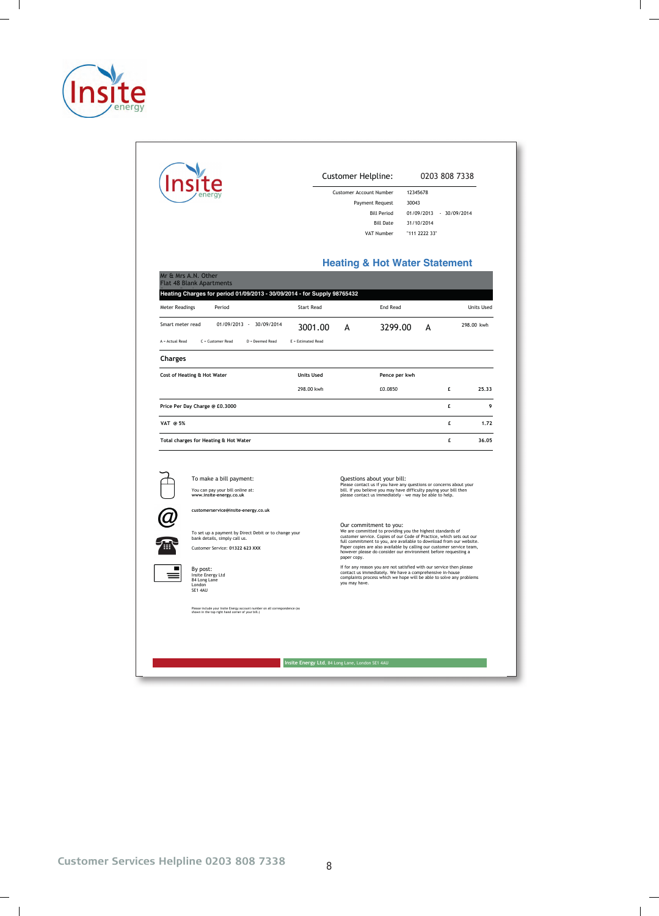Customer Helpline: 0203 808 7338

| | |
|---|---|
| Customer Account Number | 12345678 |
| Payment Request | 30043 |
| Bill Period | 01/09/2013 - 30/09/2014 |
| Bill Date | 31/10/2014 |
| VAT Number | "111 2222 33" |

## Heating & Hot Water Statement

Mr & Mrs A.N. Other
Flat 48 Blank Apartments

**Heating Charges for period 01/09/2013 - 30/09/2014 - for Supply 98765432**

| Meter Readings | Period | Start Read | | End Read | | Units Used |
|---|---|---|---|---|---|---|
| Smart meter read | 01/09/2013 - 30/09/2014 | 3001.00 | A | 3299.00 | A | 298.00 kwh |

A = Actual Read C = Customer Read D = Deemed Read E = Estimated Read

### Charges

| Cost of Heating & Hot Water | Units Used | Pence per kwh | | |
|---|---|---|---|---|
| | 298.00 kwh | £0.0850 | £ | 25.33 |
| Price Per Day Charge @ £0.3000 | | | £ | 9 |
| VAT @ 5% | | | £ | 1.72 |
| Total charges for Heating & Hot Water | | | £ | 36.05 |

To make a bill payment:

You can pay your bill online at:
**www.insite-energy.co.uk**

**customerservice@insite-energy.co.uk**

To set up a payment by Direct Debit or to change your bank details, simply call us.

Customer Service: **01322 623 XXX**

By post:
Insite Energy Ltd
84 Long Lane
London
SE1 4AU

Please include your Insite Energy account number on all correspondence (as shown in the top right hand corner of your bill.)

Questions about your bill:
Please contact us if you have any questions or concerns about your bill. If you believe you may have difficulty paying your bill then please contact us immediately - we may be able to help.

Our commitment to you:
We are committed to providing you the highest standards of customer service. Copies of our Code of Practice, which sets out our full commitment to you, are available to download from our website. Paper copies are also available by calling our customer service team, however please do consider our environment before requesting a paper copy.

If for any reason you are not satisfied with our service then please contact us immediately. We have a comprehensive in-house complaints process which we hope will be able to solve any problems you may have.

**Insite Energy Ltd.** 84 Long Lane, London SE1 4AU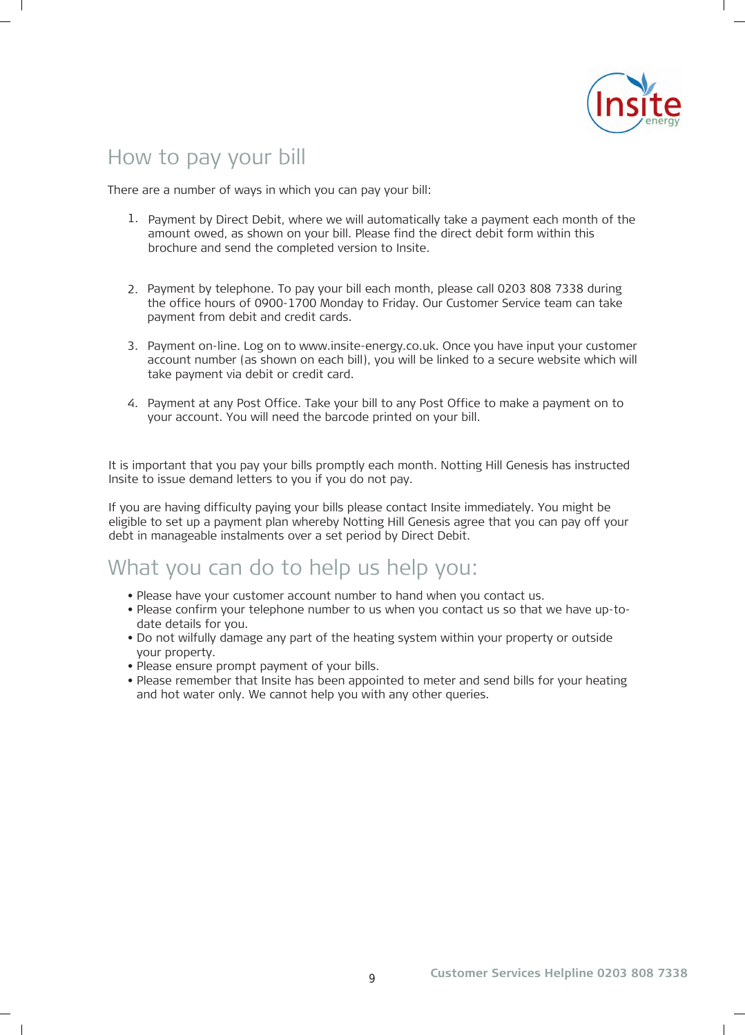## How to pay your bill

There are a number of ways in which you can pay your bill:

1. Payment by Direct Debit, where we will automatically take a payment each month of the amount owed, as shown on your bill. Please find the direct debit form within this brochure and send the completed version to Insite.

2. Payment by telephone. To pay your bill each month, please call 0203 808 7338 during the office hours of 0900-1700 Monday to Friday. Our Customer Service team can take payment from debit and credit cards.

3. Payment on-line. Log on to www.insite-energy.co.uk. Once you have input your customer account number (as shown on each bill), you will be linked to a secure website which will take payment via debit or credit card.

4. Payment at any Post Office. Take your bill to any Post Office to make a payment on to your account. You will need the barcode printed on your bill.

It is important that you pay your bills promptly each month. Notting Hill Genesis has instructed Insite to issue demand letters to you if you do not pay.

If you are having difficulty paying your bills please contact Insite immediately. You might be eligible to set up a payment plan whereby Notting Hill Genesis agree that you can pay off your debt in manageable instalments over a set period by Direct Debit.

## What you can do to help us help you:

- Please have your customer account number to hand when you contact us.
- Please confirm your telephone number to us when you contact us so that we have up-to-date details for you.
- Do not wilfully damage any part of the heating system within your property or outside your property.
- Please ensure prompt payment of your bills.
- Please remember that Insite has been appointed to meter and send bills for your heating and hot water only. We cannot help you with any other queries.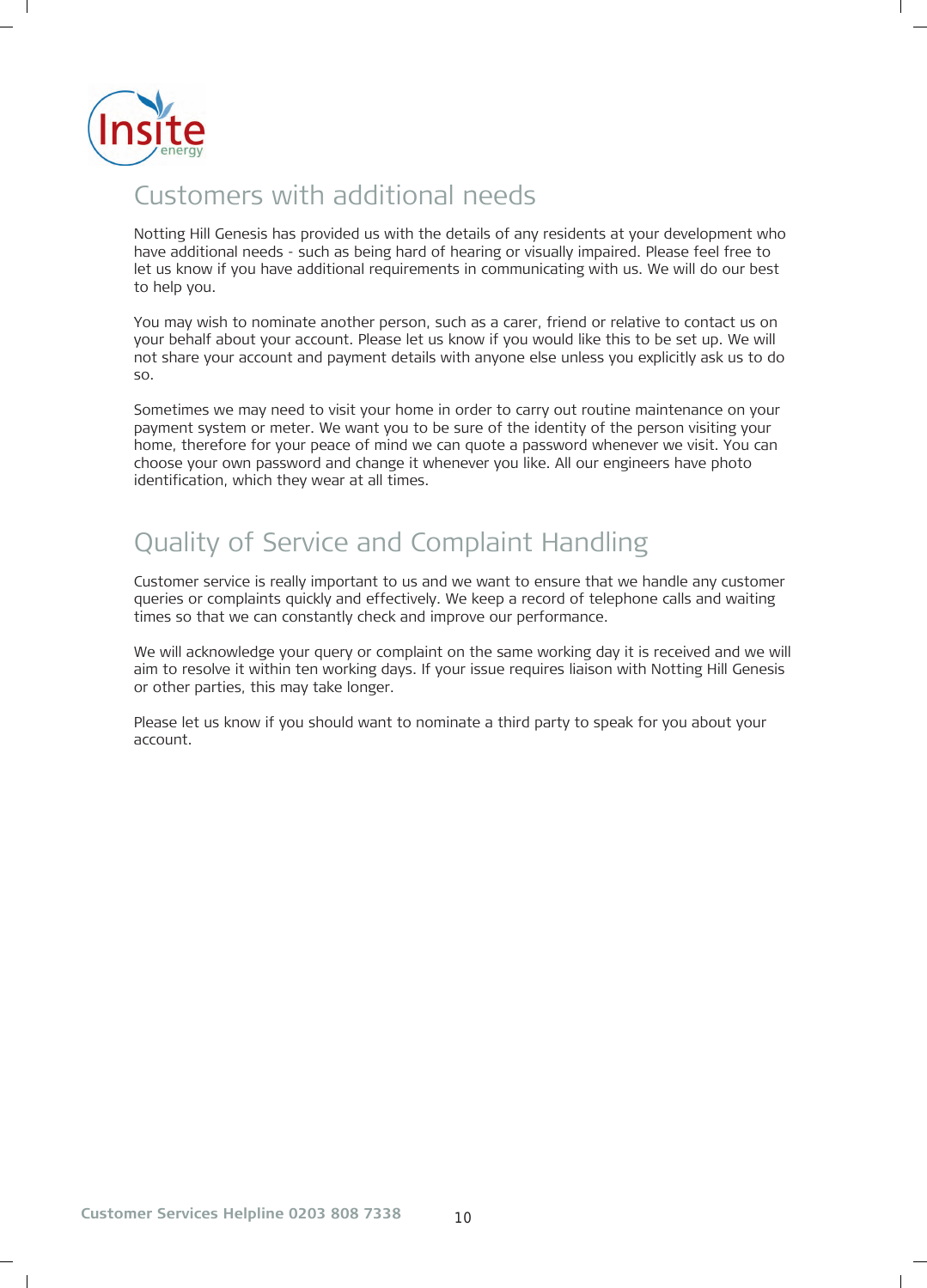## Customers with additional needs

Notting Hill Genesis has provided us with the details of any residents at your development who have additional needs - such as being hard of hearing or visually impaired. Please feel free to let us know if you have additional requirements in communicating with us. We will do our best to help you.

You may wish to nominate another person, such as a carer, friend or relative to contact us on your behalf about your account. Please let us know if you would like this to be set up. We will not share your account and payment details with anyone else unless you explicitly ask us to do so.

Sometimes we may need to visit your home in order to carry out routine maintenance on your payment system or meter. We want you to be sure of the identity of the person visiting your home, therefore for your peace of mind we can quote a password whenever we visit. You can choose your own password and change it whenever you like. All our engineers have photo identification, which they wear at all times.

## Quality of Service and Complaint Handling

Customer service is really important to us and we want to ensure that we handle any customer queries or complaints quickly and effectively. We keep a record of telephone calls and waiting times so that we can constantly check and improve our performance.

We will acknowledge your query or complaint on the same working day it is received and we will aim to resolve it within ten working days. If your issue requires liaison with Notting Hill Genesis or other parties, this may take longer.

Please let us know if you should want to nominate a third party to speak for you about your account.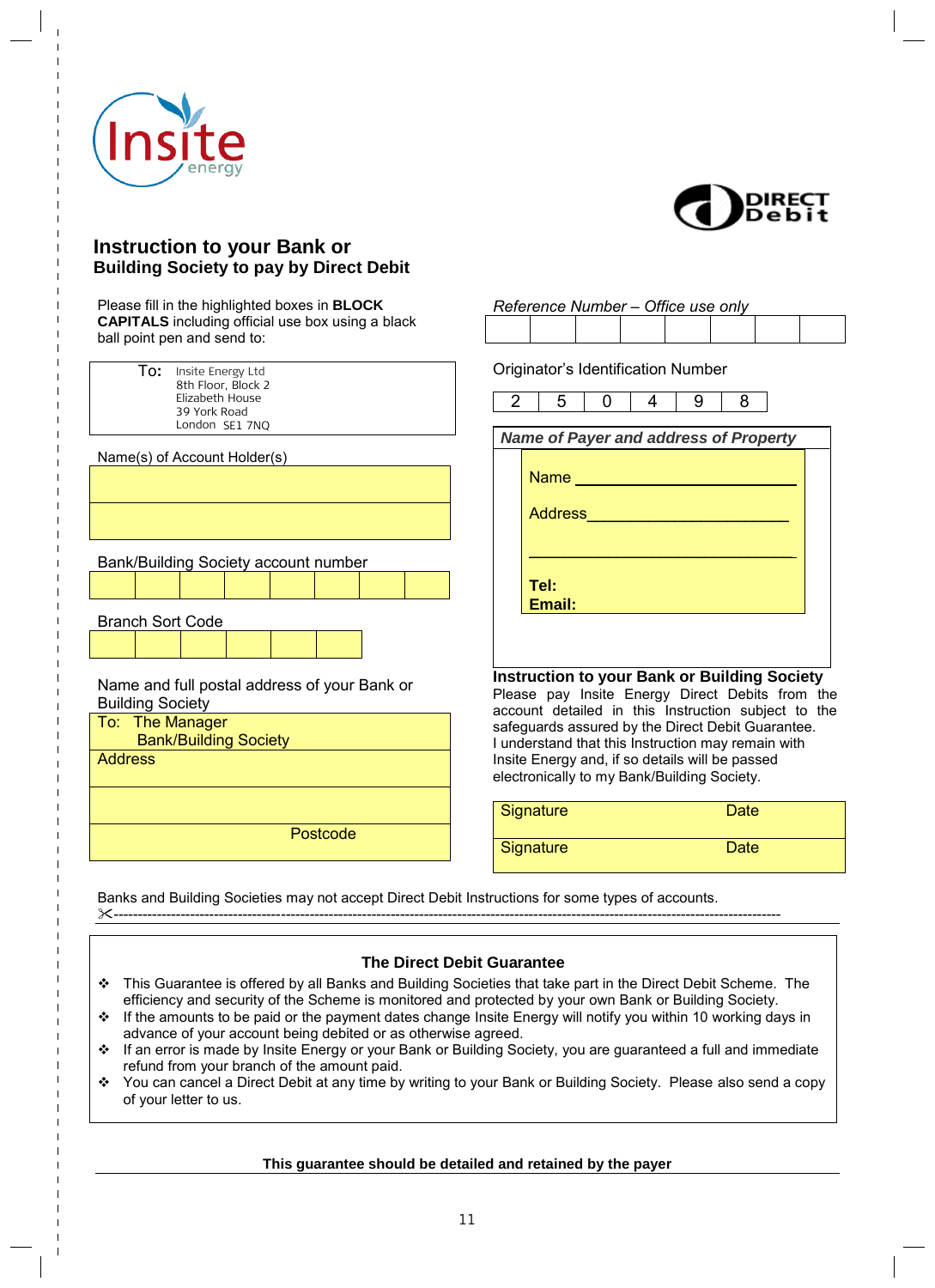Insite energy

DIRECT Debit

## Instruction to your Bank or Building Society to pay by Direct Debit

Please fill in the highlighted boxes in **BLOCK CAPITALS** including official use box using a black ball point pen and send to:

To: Insite Energy Ltd
8th Floor, Block 2
Elizabeth House
39 York Road
London SE1 7NQ

Name(s) of Account Holder(s)

| |
|---|
| |
| |

Bank/Building Society account number

| | | | | | | | |
|---|---|---|---|---|---|---|---|
| | | | | | | | |

Branch Sort Code

| | | | | | |
|---|---|---|---|---|---|
| | | | | | |

Name and full postal address of your Bank or Building Society

To: The Manager
Bank/Building Society

Address

Postcode

*Reference Number – Office use only*

| | | | | | | | |
|---|---|---|---|---|---|---|---|
| | | | | | | | |

Originator's Identification Number

| 2 | 5 | 0 | 4 | 9 | 8 |
|---|---|---|---|---|---|

***Name of Payer and address of Property***

Name ______________________

Address______________________

______________________

**Tel:**
**Email:**

**Instruction to your Bank or Building Society**
Please pay Insite Energy Direct Debits from the account detailed in this Instruction subject to the safeguards assured by the Direct Debit Guarantee.
I understand that this Instruction may remain with Insite Energy and, if so details will be passed electronically to my Bank/Building Society.

| Signature | Date |
|---|---|
| Signature | Date |

Banks and Building Societies may not accept Direct Debit Instructions for some types of accounts.

✂-------------------------------------------------------------------------------------------

### The Direct Debit Guarantee

- This Guarantee is offered by all Banks and Building Societies that take part in the Direct Debit Scheme. The efficiency and security of the Scheme is monitored and protected by your own Bank or Building Society.
- If the amounts to be paid or the payment dates change Insite Energy will notify you within 10 working days in advance of your account being debited or as otherwise agreed.
- If an error is made by Insite Energy or your Bank or Building Society, you are guaranteed a full and immediate refund from your branch of the amount paid.
- You can cancel a Direct Debit at any time by writing to your Bank or Building Society. Please also send a copy of your letter to us.

**This guarantee should be detailed and retained by the payer**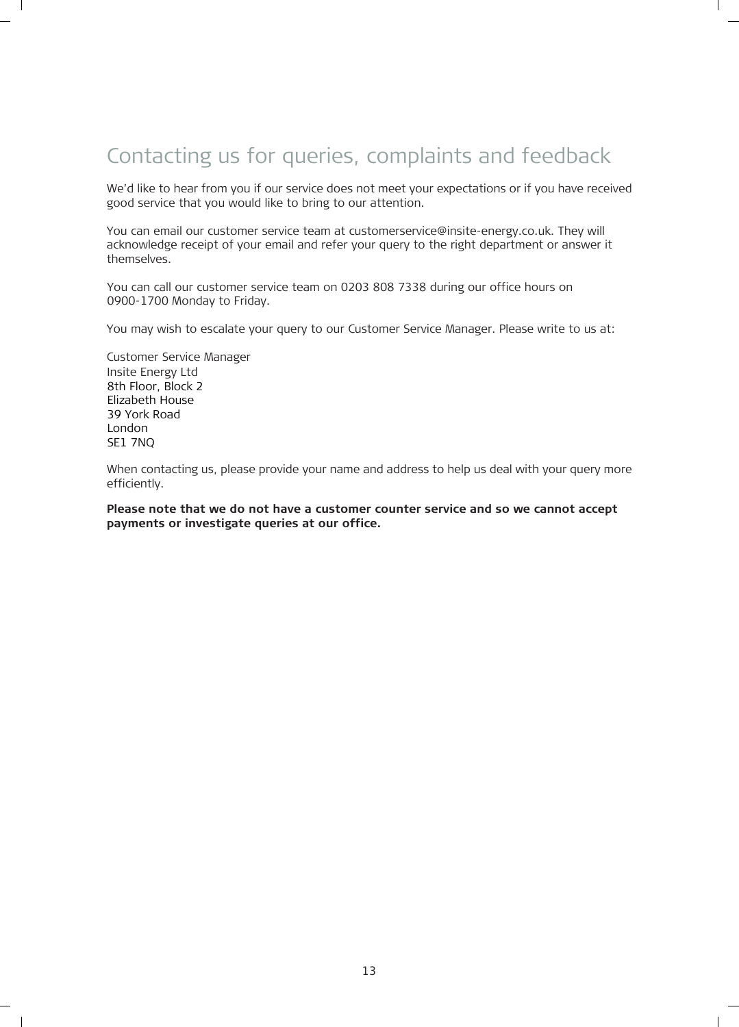# Contacting us for queries, complaints and feedback

We'd like to hear from you if our service does not meet your expectations or if you have received good service that you would like to bring to our attention.

You can email our customer service team at customerservice@insite-energy.co.uk. They will acknowledge receipt of your email and refer your query to the right department or answer it themselves.

You can call our customer service team on 0203 808 7338 during our office hours on 0900-1700 Monday to Friday.

You may wish to escalate your query to our Customer Service Manager. Please write to us at:

Customer Service Manager  
Insite Energy Ltd  
8th Floor, Block 2  
Elizabeth House  
39 York Road  
London  
SE1 7NQ

When contacting us, please provide your name and address to help us deal with your query more efficiently.

**Please note that we do not have a customer counter service and so we cannot accept payments or investigate queries at our office.**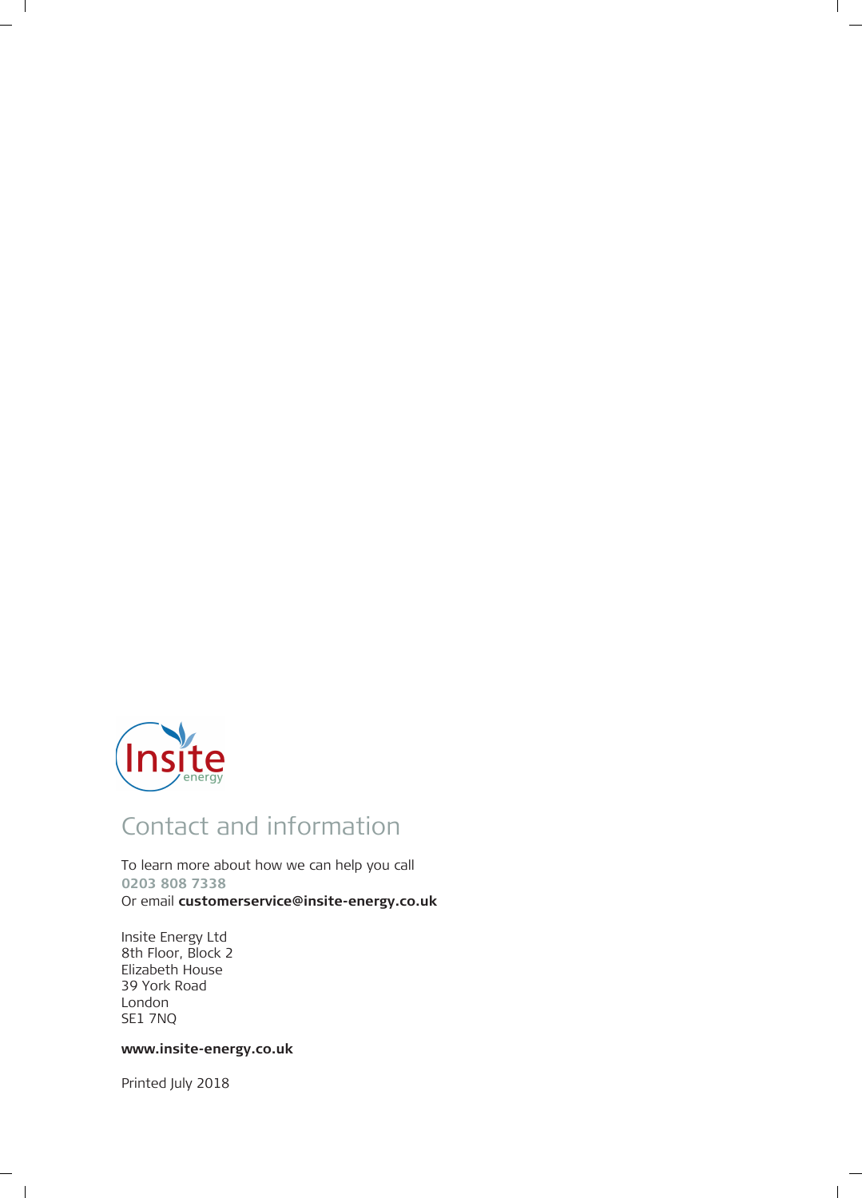Insite energy

## Contact and information

To learn more about how we can help you call
**0203 808 7338**
Or email **customerservice@insite-energy.co.uk**

Insite Energy Ltd
8th Floor, Block 2
Elizabeth House
39 York Road
London
SE1 7NQ

**www.insite-energy.co.uk**

Printed July 2018